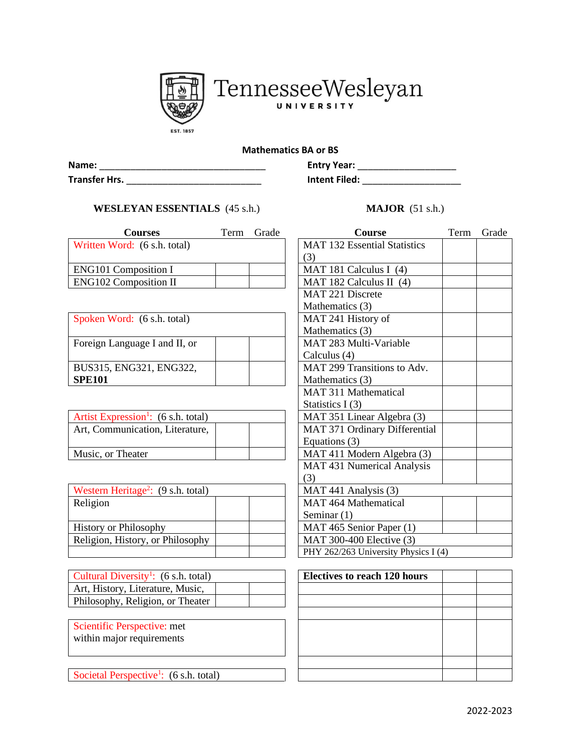# TennesseeWesleyan UNIVERSITY

EST. 1857

## Mathematics BA or BS

**Name:** ______________________________ **Entry Year:** ____________________

**Transfer Hrs.** __________________________ **Intent Filed:** ____________________

### WESLEYAN ESSENTIALS (45 s.h.)

| Courses | Term | Grade |
|---|---|---|
| Written Word: (6 s.h. total) | | |
| ENG101 Composition I | | |
| ENG102 Composition II | | |
| | | |
| Spoken Word: (6 s.h. total) | | |
| Foreign Language I and II, or | | |
| BUS315, ENG321, ENG322, **SPE101** | | |
| | | |
| Artist Expression[1]: (6 s.h. total) | | |
| Art, Communication, Literature, | | |
| Music, or Theater | | |
| | | |
| Western Heritage[2]: (9 s.h. total) | | |
| Religion | | |
| History or Philosophy | | |
| Religion, History, or Philosophy | | |
| | | |
| | | |
| Cultural Diversity[1]: (6 s.h. total) | | |
| Art, History, Literature, Music, | | |
| Philosophy, Religion, or Theater | | |
| | | |
| Scientific Perspective: met within major requirements | | |
| | | |
| Societal Perspective[1]: (6 s.h. total) | | |

### MAJOR (51 s.h.)

| Course | Term | Grade |
|---|---|---|
| MAT 132 Essential Statistics (3) | | |
| MAT 181 Calculus I (4) | | |
| MAT 182 Calculus II (4) | | |
| MAT 221 Discrete Mathematics (3) | | |
| MAT 241 History of Mathematics (3) | | |
| MAT 283 Multi-Variable Calculus (4) | | |
| MAT 299 Transitions to Adv. Mathematics (3) | | |
| MAT 311 Mathematical Statistics I (3) | | |
| MAT 351 Linear Algebra (3) | | |
| MAT 371 Ordinary Differential Equations (3) | | |
| MAT 411 Modern Algebra (3) | | |
| MAT 431 Numerical Analysis (3) | | |
| MAT 441 Analysis (3) | | |
| MAT 464 Mathematical Seminar (1) | | |
| MAT 465 Senior Paper (1) | | |
| MAT 300-400 Elective (3) | | |
| PHY 262/263 University Physics I (4) | | |
| | | |
| **Electives to reach 120 hours** | | |
| | | |
| | | |
| | | |
| | | |
| | | |
| | | |

2022-2023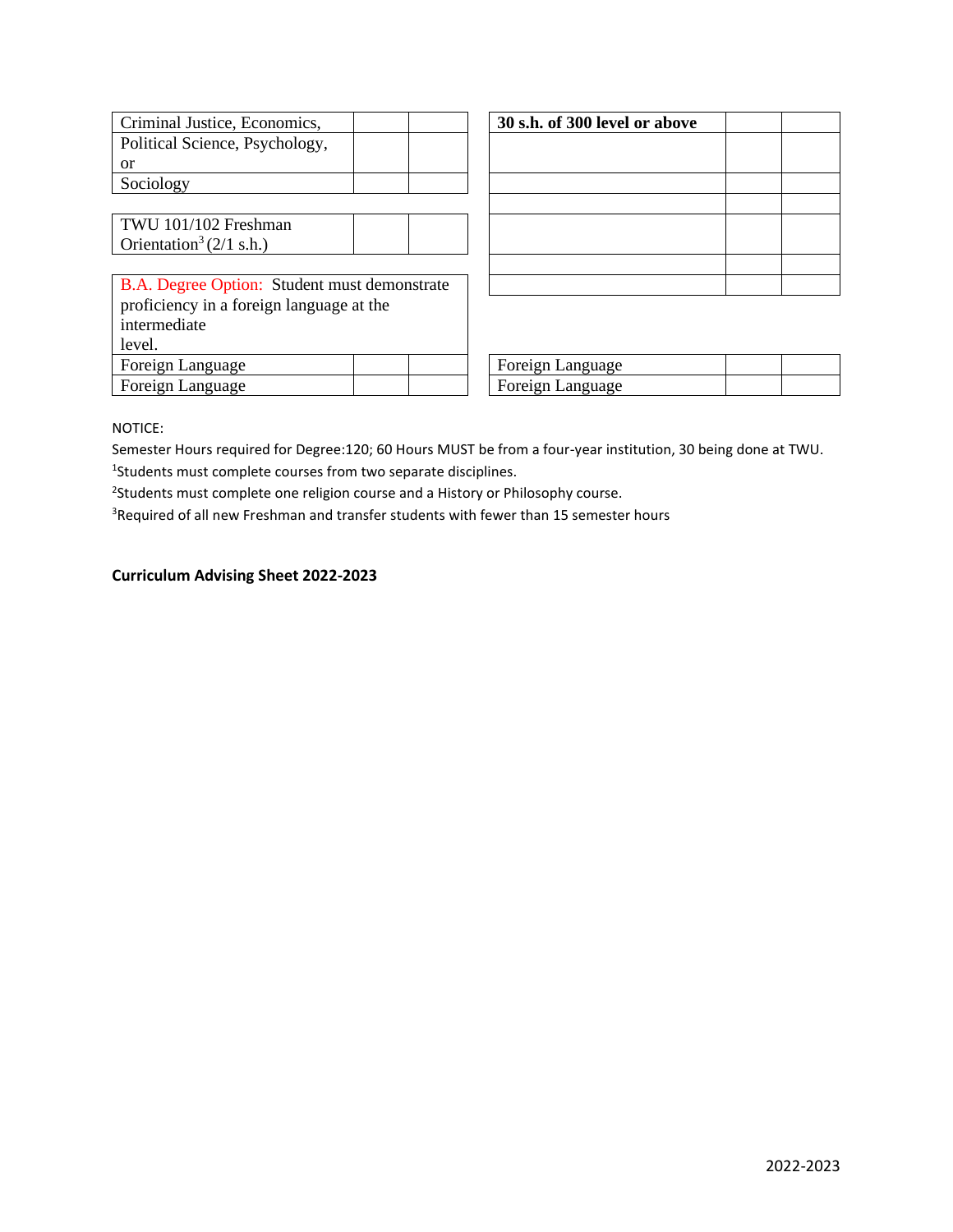| | | |
|---|---|---|
| Criminal Justice, Economics, | | |
| Political Science, Psychology, or | | |
| Sociology | | |

| | | |
|---|---|---|
| TWU 101/102 Freshman Orientation[3] (2/1 s.h.) | | |

| | | |
|---|---|---|
| B.A. Degree Option: Student must demonstrate proficiency in a foreign language at the intermediate level. | | |
| Foreign Language | | |
| Foreign Language | | |
| Foreign Language | | |
| Foreign Language | | |

| | | |
|---|---|---|
| **30 s.h. of 300 level or above** | | |
| | | |
| | | |
| | | |
| | | |
| | | |
| | | |

NOTICE:

Semester Hours required for Degree:120; 60 Hours MUST be from a four-year institution, 30 being done at TWU.

[1]Students must complete courses from two separate disciplines.

[2]Students must complete one religion course and a History or Philosophy course.

[3]Required of all new Freshman and transfer students with fewer than 15 semester hours

**Curriculum Advising Sheet 2022-2023**